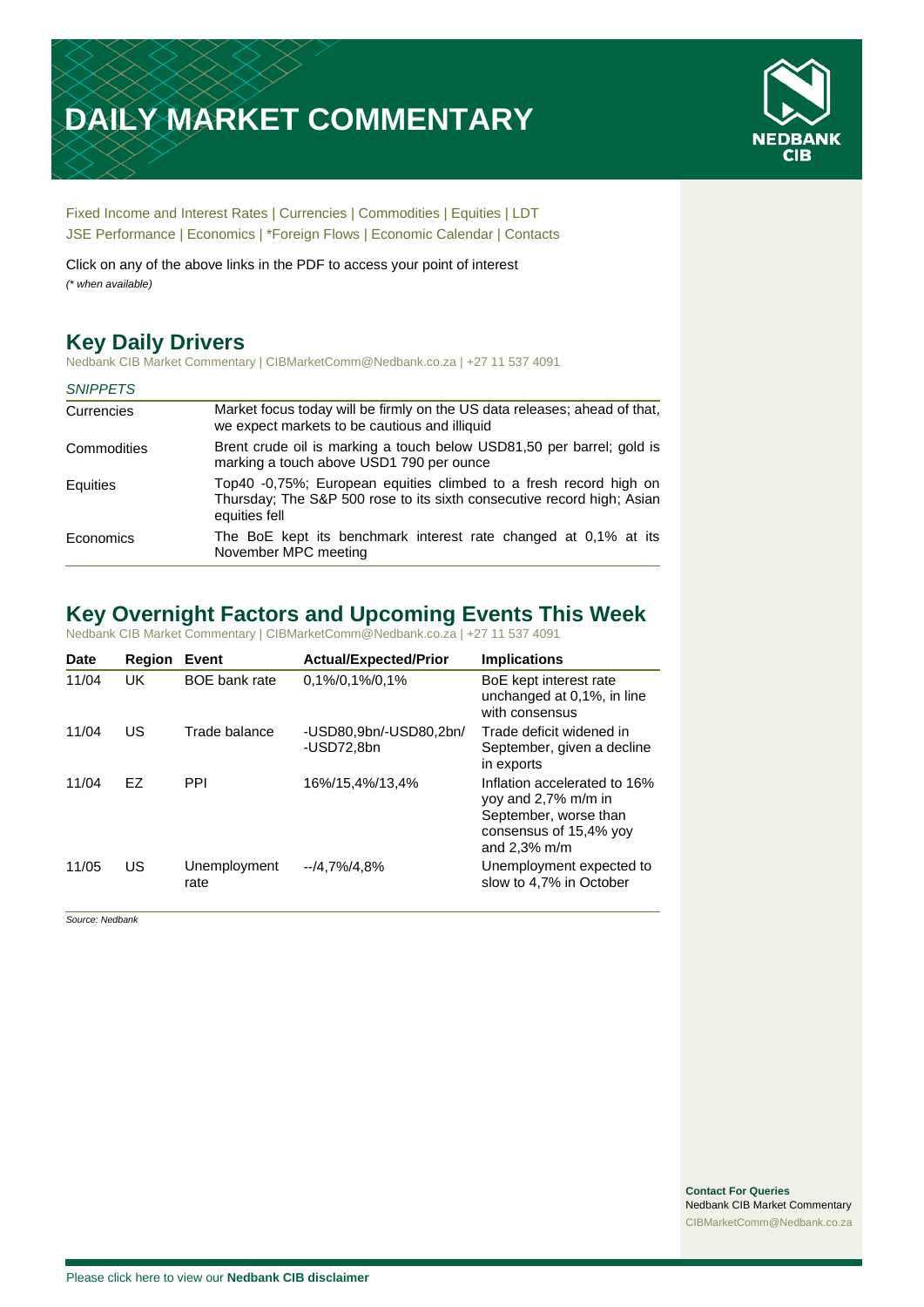# DAILY MARKET COMMENTARY

Fixed Income and Interest Rates | Currencies | Commodities | Equities | LDT
JSE Performance | Economics | *Foreign Flows | Economic Calendar | Contacts

Click on any of the above links in the PDF to access your point of interest
*(* when available)*

## Key Daily Drivers

Nedbank CIB Market Commentary | CIBMarketComm@Nedbank.co.za | +27 11 537 4091

| *SNIPPETS* | |
|---|---|
| Currencies | Market focus today will be firmly on the US data releases; ahead of that, we expect markets to be cautious and illiquid |
| Commodities | Brent crude oil is marking a touch below USD81,50 per barrel; gold is marking a touch above USD1 790 per ounce |
| Equities | Top40 -0,75%; European equities climbed to a fresh record high on Thursday; The S&P 500 rose to its sixth consecutive record high; Asian equities fell |
| Economics | The BoE kept its benchmark interest rate changed at 0,1% at its November MPC meeting |

## Key Overnight Factors and Upcoming Events This Week

Nedbank CIB Market Commentary | CIBMarketComm@Nedbank.co.za | +27 11 537 4091

| Date | Region | Event | Actual/Expected/Prior | Implications |
|---|---|---|---|---|
| 11/04 | UK | BOE bank rate | 0,1%/0,1%/0,1% | BoE kept interest rate unchanged at 0,1%, in line with consensus |
| 11/04 | US | Trade balance | -USD80,9bn/-USD80,2bn/ -USD72,8bn | Trade deficit widened in September, given a decline in exports |
| 11/04 | EZ | PPI | 16%/15,4%/13,4% | Inflation accelerated to 16% yoy and 2,7% m/m in September, worse than consensus of 15,4% yoy and 2,3% m/m |
| 11/05 | US | Unemployment rate | --/4,7%/4,8% | Unemployment expected to slow to 4,7% in October |

*Source: Nedbank*

**Contact For Queries**
Nedbank CIB Market Commentary
CIBMarketComm@Nedbank.co.za

Please click here to view our **Nedbank CIB disclaimer**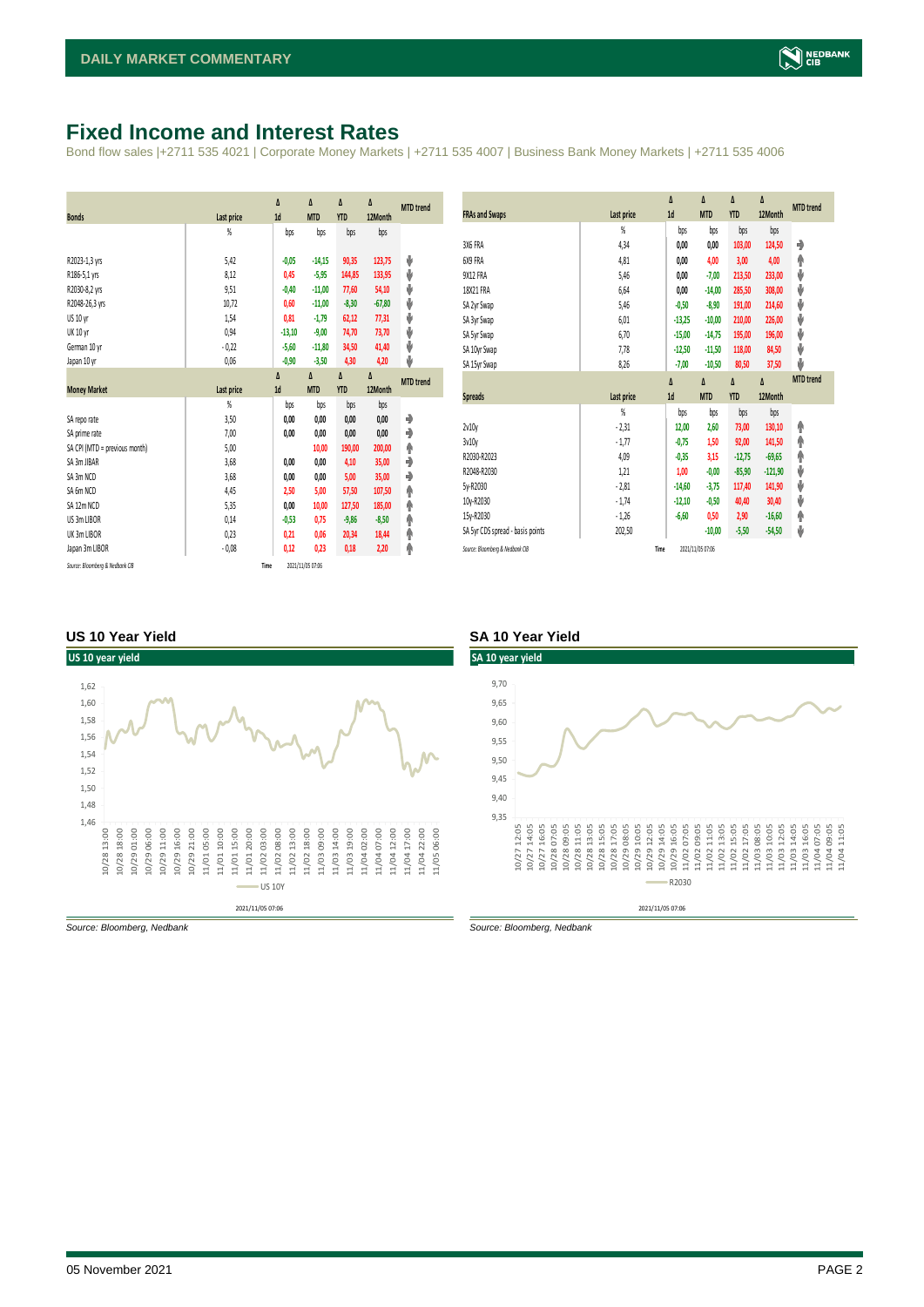# Fixed Income and Interest Rates

Bond flow sales |+2711 535 4021 | Corporate Money Markets | +2711 535 4007 | Business Bank Money Markets | +2711 535 4006

| Bonds | Last price | Δ 1d | Δ MTD | Δ YTD | Δ 12Month | MTD trend |
|---|---|---|---|---|---|---|
| | % | bps | bps | bps | bps | |
| R2023-1,3 yrs | 5,42 | -0,05 | -14,15 | 90,35 | 123,75 | ⬇ |
| R186-5,1 yrs | 8,12 | 0,45 | -5,95 | 144,85 | 133,95 | ⬇ |
| R2030-8,2 yrs | 9,51 | -0,40 | -11,00 | 77,60 | 54,10 | ⬇ |
| R2048-26,3 yrs | 10,72 | 0,60 | -11,00 | -8,30 | -67,80 | ⬇ |
| US 10 yr | 1,54 | 0,81 | -1,79 | 62,12 | 77,31 | ⬇ |
| UK 10 yr | 0,94 | -13,10 | -9,00 | 74,70 | 73,70 | ⬇ |
| German 10 yr | -0,22 | -5,60 | -11,80 | 34,50 | 41,40 | ⬇ |
| Japan 10 yr | 0,06 | -0,90 | -3,50 | 4,30 | 4,20 | ⬇ |

| Money Market | Last price | Δ 1d | Δ MTD | Δ YTD | Δ 12Month | MTD trend |
|---|---|---|---|---|---|---|
| | % | bps | bps | bps | bps | |
| SA repo rate | 3,50 | 0,00 | 0,00 | 0,00 | 0,00 | ➡ |
| SA prime rate | 7,00 | 0,00 | 0,00 | 0,00 | 0,00 | ➡ |
| SA CPI (MTD = previous month) | 5,00 | | 10,00 | 190,00 | 200,00 | ⬆ |
| SA 3m JIBAR | 3,68 | 0,00 | 0,00 | 4,10 | 35,00 | ➡ |
| SA 3m NCD | 3,68 | 0,00 | 0,00 | 5,00 | 35,00 | ➡ |
| SA 6m NCD | 4,45 | 2,50 | 5,00 | 57,50 | 107,50 | ⬆ |
| SA 12m NCD | 5,35 | 0,00 | 10,00 | 127,50 | 185,00 | ⬆ |
| US 3m LIBOR | 0,14 | -0,53 | 0,75 | -9,86 | -8,50 | ⬆ |
| UK 3m LIBOR | 0,23 | 0,21 | 0,06 | 20,34 | 18,44 | ⬆ |
| Japan 3m LIBOR | -0,08 | 0,12 | 0,23 | 0,18 | 2,20 | ⬆ |

Source: Bloomberg & Nedbank CIB    Time 2021/11/05 07:06

| FRAs and Swaps | Last price | Δ 1d | Δ MTD | Δ YTD | Δ 12Month | MTD trend |
|---|---|---|---|---|---|---|
| | % | bps | bps | bps | bps | |
| 3X6 FRA | 4,34 | 0,00 | 0,00 | 103,00 | 124,50 | ➡ |
| 6X9 FRA | 4,81 | 0,00 | 4,00 | 3,00 | 4,00 | ⬆ |
| 9X12 FRA | 5,46 | 0,00 | -7,00 | 213,50 | 233,00 | ⬇ |
| 18X21 FRA | 6,64 | 0,00 | -14,00 | 285,50 | 308,00 | ⬇ |
| SA 2yr Swap | 5,46 | -0,50 | -8,90 | 191,00 | 214,60 | ⬇ |
| SA 3yr Swap | 6,01 | -13,25 | -10,00 | 210,00 | 226,00 | ⬇ |
| SA 5yr Swap | 6,70 | -15,00 | -14,75 | 195,00 | 196,00 | ⬇ |
| SA 10yr Swap | 7,78 | -12,50 | -11,50 | 118,00 | 84,50 | ⬇ |
| SA 15yr Swap | 8,26 | -7,00 | -10,50 | 80,50 | 37,50 | ⬇ |

| Spreads | Last price | Δ 1d | Δ MTD | Δ YTD | Δ 12Month | MTD trend |
|---|---|---|---|---|---|---|
| | % | bps | bps | bps | bps | |
| 2v10y | -2,31 | 12,00 | 2,60 | 73,00 | 130,10 | ⬆ |
| 3v10y | -1,77 | -0,75 | 1,50 | 92,00 | 141,50 | ⬆ |
| R2030-R2023 | 4,09 | -0,35 | 3,15 | -12,75 | -69,65 | ⬆ |
| R2048-R2030 | 1,21 | 1,00 | -0,00 | -85,90 | -121,90 | ⬇ |
| 5y-R2030 | -2,81 | -14,60 | -3,75 | 117,40 | 141,90 | ⬇ |
| 10y-R2030 | -1,74 | -12,10 | -0,50 | 40,40 | 30,40 | ⬇ |
| 15y-R2030 | -1,26 | -6,60 | 0,50 | 2,90 | -16,60 | ⬆ |
| SA 5yr CDS spread - basis points | 202,50 | | -10,00 | -5,50 | -54,50 | ⬇ |

Source: Bloomberg & Nedbank CIB    Time 2021/11/05 07:06

### US 10 Year Yield

*Source: Bloomberg, Nedbank*

### SA 10 Year Yield

*Source: Bloomberg, Nedbank*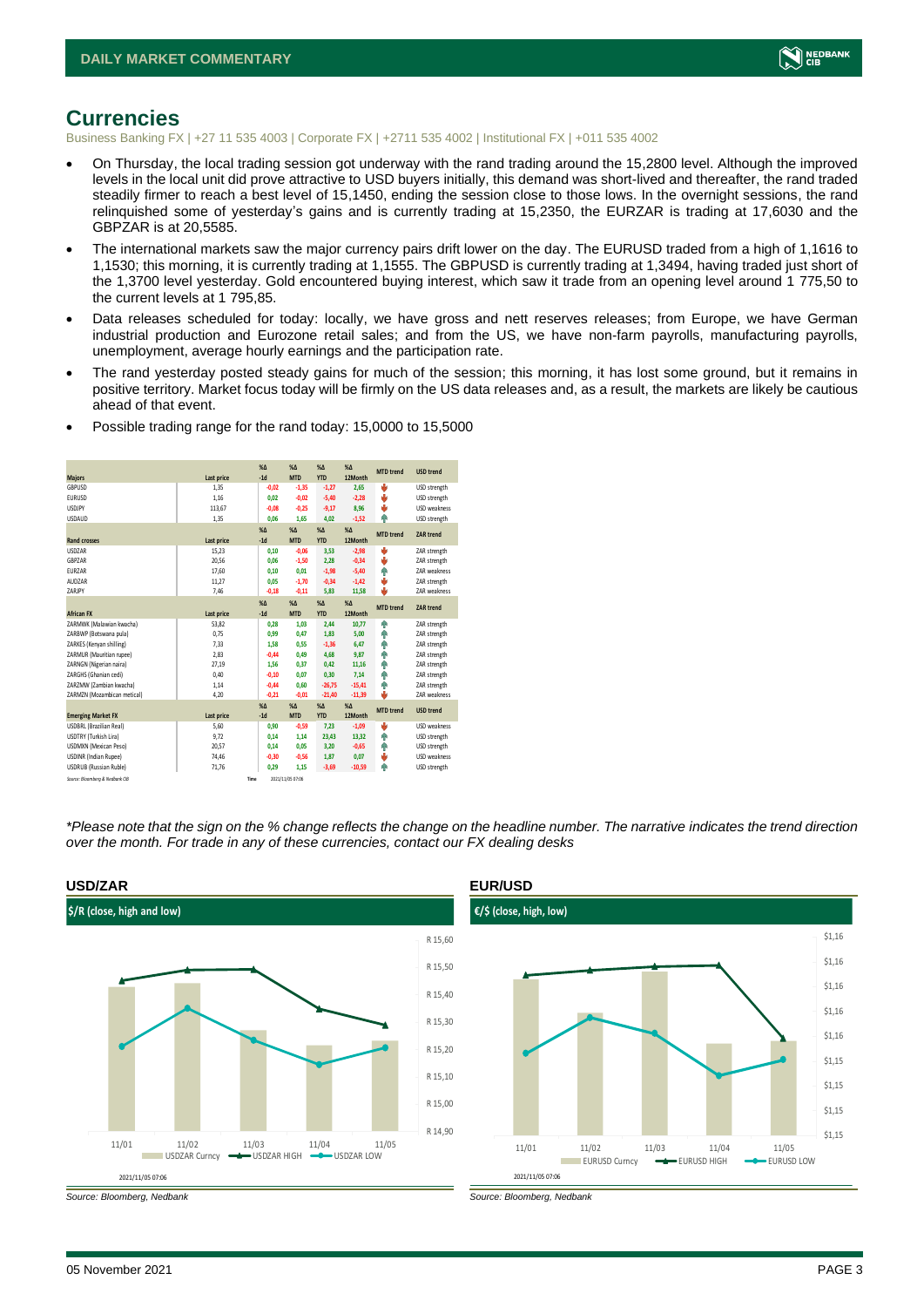# Currencies

Business Banking FX | +27 11 535 4003 | Corporate FX | +2711 535 4002 | Institutional FX | +011 535 4002

- On Thursday, the local trading session got underway with the rand trading around the 15,2800 level. Although the improved levels in the local unit did prove attractive to USD buyers initially, this demand was short-lived and thereafter, the rand traded steadily firmer to reach a best level of 15,1450, ending the session close to those lows. In the overnight sessions, the rand relinquished some of yesterday's gains and is currently trading at 15,2350, the EURZAR is trading at 17,6030 and the GBPZAR is at 20,5585.
- The international markets saw the major currency pairs drift lower on the day. The EURUSD traded from a high of 1,1616 to 1,1530; this morning, it is currently trading at 1,1555. The GBPUSD is currently trading at 1,3494, having traded just short of the 1,3700 level yesterday. Gold encountered buying interest, which saw it trade from an opening level around 1 775,50 to the current levels at 1 795,85.
- Data releases scheduled for today: locally, we have gross and nett reserves releases; from Europe, we have German industrial production and Eurozone retail sales; and from the US, we have non-farm payrolls, manufacturing payrolls, unemployment, average hourly earnings and the participation rate.
- The rand yesterday posted steady gains for much of the session; this morning, it has lost some ground, but it remains in positive territory. Market focus today will be firmly on the US data releases and, as a result, the markets are likely be cautious ahead of that event.
- Possible trading range for the rand today: 15,0000 to 15,5000

| Majors | Last price | %Δ -1d | %Δ MTD | %Δ YTD | %Δ 12Month | MTD trend | USD trend |
|---|---|---|---|---|---|---|---|
| GBPUSD | 1,35 | -0,02 | -1,35 | -1,27 | 2,65 | ↓ | USD strength |
| EURUSD | 1,16 | 0,02 | -0,02 | -5,40 | -2,28 | ↓ | USD strength |
| USDJPY | 113,67 | -0,08 | -0,25 | -9,17 | 8,96 | ↓ | USD weakness |
| USDAUD | 1,35 | 0,06 | 1,65 | 4,02 | -1,52 | ↑ | USD strength |
| **Rand crosses** | **Last price** | **%Δ -1d** | **%Δ MTD** | **%Δ YTD** | **%Δ 12Month** | **MTD trend** | **ZAR trend** |
| USDZAR | 15,23 | 0,10 | -0,06 | 3,53 | -2,98 | ↓ | ZAR strength |
| GBPZAR | 20,56 | 0,06 | -1,50 | 2,28 | -0,34 | ↓ | ZAR strength |
| EURZAR | 17,60 | 0,10 | 0,01 | -1,98 | -5,40 | ↑ | ZAR weakness |
| AUDZAR | 11,27 | 0,05 | -1,70 | -0,34 | -1,42 | ↓ | ZAR strength |
| ZARJPY | 7,46 | -0,18 | -0,11 | 5,83 | 11,58 | ↓ | ZAR weakness |
| **African FX** | **Last price** | **%Δ -1d** | **%Δ MTD** | **%Δ YTD** | **%Δ 12Month** | **MTD trend** | **ZAR trend** |
| ZARMWK (Malawian kwacha) | 53,82 | 0,28 | 1,03 | 2,44 | 10,77 | ↑ | ZAR strength |
| ZARBWP (Botswana pula) | 0,75 | 0,99 | 0,47 | 1,83 | 5,00 | ↑ | ZAR strength |
| ZARKES (Kenyan shilling) | 7,33 | 1,58 | 0,55 | -1,36 | 6,47 | ↑ | ZAR strength |
| ZARMUR (Mauritian rupee) | 2,83 | -0,44 | 0,49 | 4,68 | 9,87 | ↑ | ZAR strength |
| ZARNGN (Nigerian naira) | 27,19 | 1,56 | 0,37 | 0,42 | 11,16 | ↑ | ZAR strength |
| ZARGHS (Ghanian cedi) | 0,40 | -0,10 | 0,07 | 0,30 | 7,14 | ↑ | ZAR strength |
| ZARZMW (Zambian kwacha) | 1,14 | -0,44 | 0,60 | -26,75 | -15,41 | ↑ | ZAR strength |
| ZARMZN (Mozambican metical) | 4,20 | -0,21 | -0,01 | -21,40 | -11,39 | ↓ | ZAR weakness |
| **Emerging Market FX** | **Last price** | **%Δ -1d** | **%Δ MTD** | **%Δ YTD** | **%Δ 12Month** | **MTD trend** | **USD trend** |
| USDBRL (Brazilian Real) | 5,60 | 0,90 | -0,59 | 7,23 | -1,09 | ↓ | USD weakness |
| USDTRY (Turkish Lira) | 9,72 | 0,14 | 1,14 | 23,43 | 13,32 | ↑ | USD strength |
| USDMXN (Mexican Peso) | 20,57 | 0,14 | 0,05 | 3,20 | -0,65 | ↑ | USD strength |
| USDINR (Indian Rupee) | 74,46 | -0,30 | -0,56 | 1,87 | 0,07 | ↓ | USD weakness |
| USDRUB (Russian Ruble) | 71,76 | 0,29 | 1,15 | -3,69 | -10,59 | ↑ | USD strength |

Source: Bloomberg & Nedbank CIB | Time: 2021/11/05 07:06

*\*Please note that the sign on the % change reflects the change on the headline number. The narrative indicates the trend direction over the month. For trade in any of these currencies, contact our FX dealing desks*

**USD/ZAR**

$/R (close, high and low)

Source: Bloomberg, Nedbank

**EUR/USD**

€/$ (close, high, low)

Source: Bloomberg, Nedbank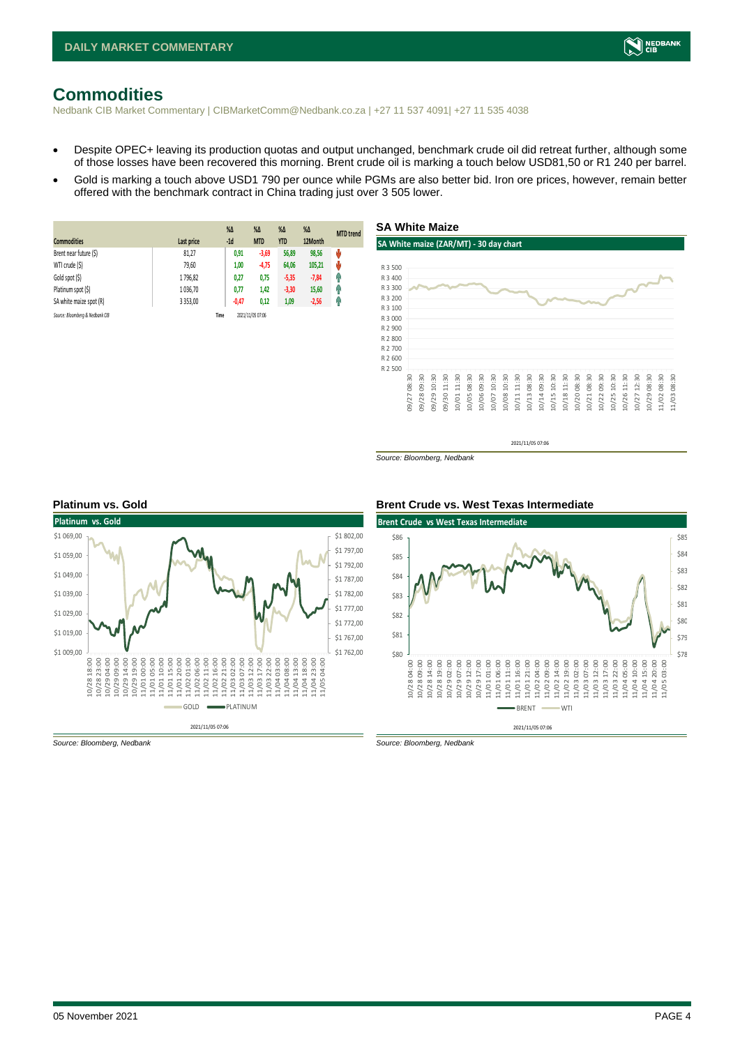# Commodities

Nedbank CIB Market Commentary | CIBMarketComm@Nedbank.co.za | +27 11 537 4091| +27 11 535 4038

- Despite OPEC+ leaving its production quotas and output unchanged, benchmark crude oil did retreat further, although some of those losses have been recovered this morning. Brent crude oil is marking a touch below USD81,50 or R1 240 per barrel.
- Gold is marking a touch above USD1 790 per ounce while PGMs are also better bid. Iron ore prices, however, remain better offered with the benchmark contract in China trading just over 3 505 lower.

| Commodities | Last price | %Δ -1d | %Δ MTD | %Δ YTD | %Δ 12Month | MTD trend |
|---|---|---|---|---|---|---|
| Brent near future ($) | 81,27 | 0,91 | -3,69 | 56,89 | 98,56 | ↓ |
| WTI crude ($) | 79,60 | 1,00 | -4,75 | 64,06 | 105,21 | ↓ |
| Gold spot ($) | 1 796,82 | 0,27 | 0,75 | -5,35 | -7,84 | ↑ |
| Platinum spot ($) | 1 036,70 | 0,77 | 1,42 | -3,30 | 15,60 | ↑ |
| SA white maize spot (R) | 3 353,00 | -0,47 | 0,12 | 1,09 | -2,56 | ↑ |

Source: Bloomberg & Nedbank CIB | Time 2021/11/05 07:06

**SA White Maize**

SA White maize (ZAR/MT) - 30 day chart

Source: Bloomberg, Nedbank

**Platinum vs. Gold**

Source: Bloomberg, Nedbank

**Brent Crude vs. West Texas Intermediate**

Source: Bloomberg, Nedbank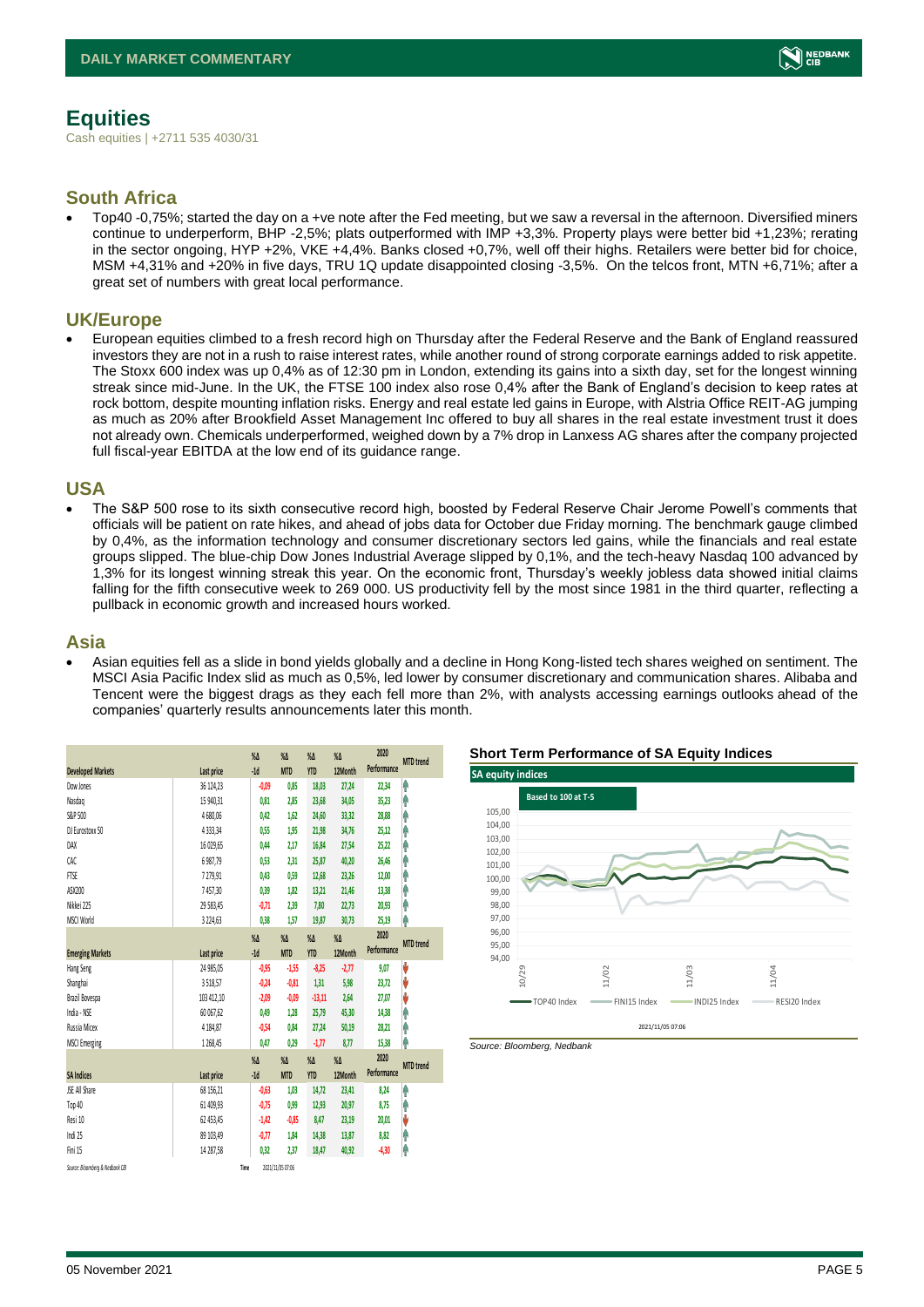# Equities

Cash equities | +2711 535 4030/31

## South Africa

- Top40 -0,75%; started the day on a +ve note after the Fed meeting, but we saw a reversal in the afternoon. Diversified miners continue to underperform, BHP -2,5%; plats outperformed with IMP +3,3%. Property plays were better bid +1,23%; rerating in the sector ongoing, HYP +2%, VKE +4,4%. Banks closed +0,7%, well off their highs. Retailers were better bid for choice, MSM +4,31% and +20% in five days, TRU 1Q update disappointed closing -3,5%. On the telcos front, MTN +6,71%; after a great set of numbers with great local performance.

## UK/Europe

- European equities climbed to a fresh record high on Thursday after the Federal Reserve and the Bank of England reassured investors they are not in a rush to raise interest rates, while another round of strong corporate earnings added to risk appetite. The Stoxx 600 index was up 0,4% as of 12:30 pm in London, extending its gains into a sixth day, set for the longest winning streak since mid-June. In the UK, the FTSE 100 index also rose 0,4% after the Bank of England's decision to keep rates at rock bottom, despite mounting inflation risks. Energy and real estate led gains in Europe, with Alstria Office REIT-AG jumping as much as 20% after Brookfield Asset Management Inc offered to buy all shares in the real estate investment trust it does not already own. Chemicals underperformed, weighed down by a 7% drop in Lanxess AG shares after the company projected full fiscal-year EBITDA at the low end of its guidance range.

## USA

- The S&P 500 rose to its sixth consecutive record high, boosted by Federal Reserve Chair Jerome Powell's comments that officials will be patient on rate hikes, and ahead of jobs data for October due Friday morning. The benchmark gauge climbed by 0,4%, as the information technology and consumer discretionary sectors led gains, while the financials and real estate groups slipped. The blue-chip Dow Jones Industrial Average slipped by 0,1%, and the tech-heavy Nasdaq 100 advanced by 1,3% for its longest winning streak this year. On the economic front, Thursday's weekly jobless data showed initial claims falling for the fifth consecutive week to 269 000. US productivity fell by the most since 1981 in the third quarter, reflecting a pullback in economic growth and increased hours worked.

## Asia

- Asian equities fell as a slide in bond yields globally and a decline in Hong Kong-listed tech shares weighed on sentiment. The MSCI Asia Pacific Index slid as much as 0,5%, led lower by consumer discretionary and communication shares. Alibaba and Tencent were the biggest drags as they each fell more than 2%, with analysts accessing earnings outlooks ahead of the companies' quarterly results announcements later this month.

| Developed Markets | Last price | %Δ -1d | %Δ MTD | %Δ YTD | %Δ 12Month | 2020 Performance | MTD trend |
|---|---|---|---|---|---|---|---|
| Dow Jones | 36 124,23 | -0,09 | 0,85 | 18,03 | 27,24 | 22,34 | ↑ |
| Nasdaq | 15 940,31 | 0,81 | 2,85 | 23,68 | 34,05 | 35,23 | ↑ |
| S&P 500 | 4 680,06 | 0,42 | 1,62 | 24,60 | 33,32 | 28,88 | ↑ |
| DJ Eurostoxx 50 | 4 333,34 | 0,55 | 1,95 | 21,98 | 34,76 | 25,12 | ↑ |
| DAX | 16 029,65 | 0,44 | 2,17 | 16,84 | 27,54 | 25,22 | ↑ |
| CAC | 6 987,79 | 0,53 | 2,31 | 25,87 | 40,20 | 26,46 | ↑ |
| FTSE | 7 279,91 | 0,43 | 0,59 | 12,68 | 23,26 | 12,00 | ↑ |
| ASX200 | 7 457,30 | 0,39 | 1,82 | 13,21 | 21,46 | 13,38 | ↑ |
| Nikkei 225 | 29 583,45 | -0,71 | 2,39 | 7,80 | 22,73 | 20,93 | ↑ |
| MSCI World | 3 224,63 | 0,38 | 1,57 | 19,87 | 30,73 | 25,19 | ↑ |
| **Emerging Markets** | **Last price** | **%Δ -1d** | **%Δ MTD** | **%Δ YTD** | **%Δ 12Month** | **2020 Performance** | **MTD trend** |
| Hang Seng | 24 985,05 | -0,95 | -1,55 | -8,25 | -2,77 | 9,07 | ↓ |
| Shanghai | 3 518,57 | -0,24 | -0,81 | 1,31 | 5,98 | 23,72 | ↓ |
| Brazil Bovespa | 103 412,10 | -2,09 | -0,09 | -13,11 | 2,64 | 27,07 | ↓ |
| India - NSE | 60 067,62 | 0,49 | 1,28 | 25,79 | 45,30 | 14,38 | ↑ |
| Russia Micex | 4 184,87 | -0,54 | 0,84 | 27,24 | 50,19 | 28,21 | ↑ |
| MSCI Emerging | 1 268,45 | 0,47 | 0,29 | -1,77 | 8,77 | 15,38 | ↑ |
| **SA Indices** | **Last price** | **%Δ -1d** | **%Δ MTD** | **%Δ YTD** | **%Δ 12Month** | **2020 Performance** | **MTD trend** |
| JSE All Share | 68 156,21 | -0,63 | 1,03 | 14,72 | 23,41 | 8,24 | ↑ |
| Top 40 | 61 409,93 | -0,75 | 0,99 | 12,93 | 20,97 | 8,75 | ↑ |
| Resi 10 | 62 453,45 | -1,42 | -0,85 | 8,47 | 23,19 | 20,01 | ↓ |
| Indi 25 | 89 103,49 | -0,77 | 1,84 | 14,38 | 13,87 | 8,82 | ↑ |
| Fini 15 | 14 287,58 | 0,32 | 2,37 | 18,47 | 40,92 | -4,30 | ↑ |

Source: Bloomberg & Nedbank CIB Time 2021/11/05 07:06

**Short Term Performance of SA Equity Indices**

Source: Bloomberg, Nedbank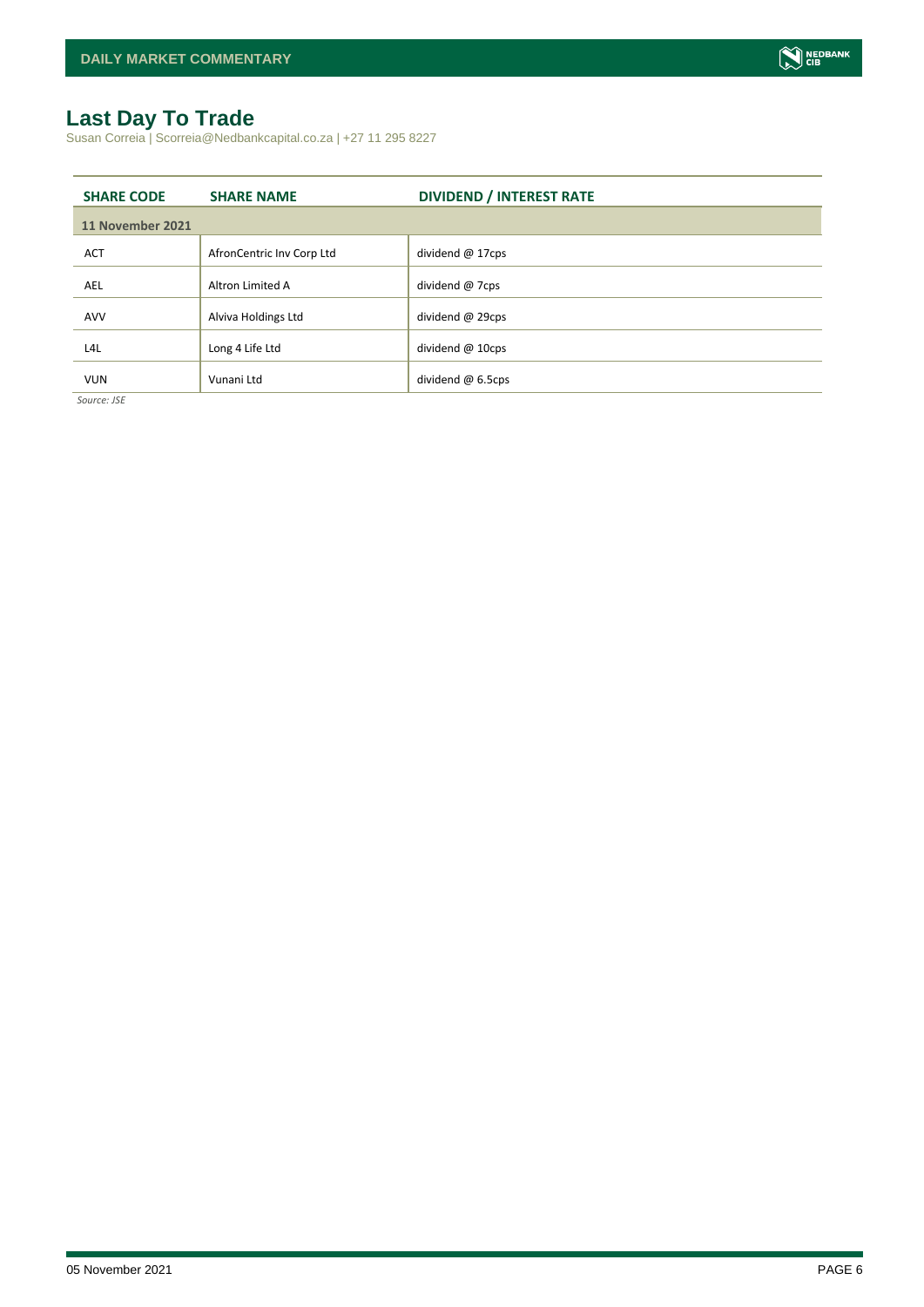# Last Day To Trade

Susan Correia | Scorreia@Nedbankcapital.co.za | +27 11 295 8227

| SHARE CODE | SHARE NAME | DIVIDEND / INTEREST RATE |
|---|---|---|
| **11 November 2021** | | |
| ACT | AfronCentric Inv Corp Ltd | dividend @ 17cps |
| AEL | Altron Limited A | dividend @ 7cps |
| AVV | Alviva Holdings Ltd | dividend @ 29cps |
| L4L | Long 4 Life Ltd | dividend @ 10cps |
| VUN | Vunani Ltd | dividend @ 6.5cps |

*Source: JSE*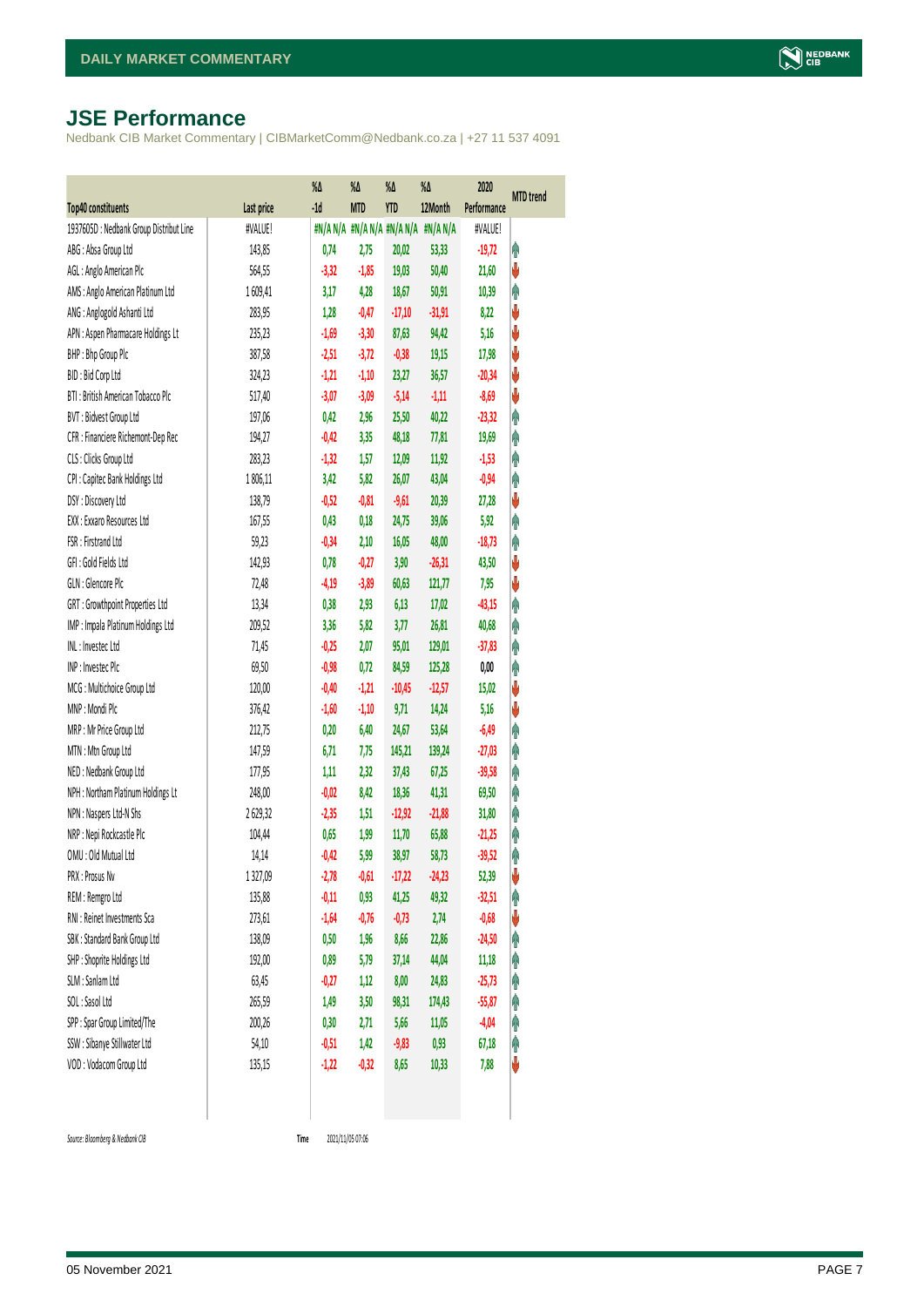## JSE Performance

Nedbank CIB Market Commentary | CIBMarketComm@Nedbank.co.za | +27 11 537 4091

| Top40 constituents | Last price | %Δ -1d | %Δ MTD | %Δ YTD | %Δ 12Month | 2020 Performance | MTD trend |
|---|---|---|---|---|---|---|---|
| 1937605D : Nedbank Group Distribut Line | #VALUE! | #N/A N/A | #N/A N/A | #N/A N/A | #N/A N/A | #VALUE! | |
| ABG : Absa Group Ltd | 143,85 | 0,74 | 2,75 | 20,02 | 53,33 | -19,72 | ↑ |
| AGL : Anglo American Plc | 564,55 | -3,32 | -1,85 | 19,03 | 50,40 | 21,60 | ↓ |
| AMS : Anglo American Platinum Ltd | 1 609,41 | 3,17 | 4,28 | 18,67 | 50,91 | 10,39 | ↑ |
| ANG : Anglogold Ashanti Ltd | 283,95 | 1,28 | -0,47 | -17,10 | -31,91 | 8,22 | ↓ |
| APN : Aspen Pharmacare Holdings Lt | 235,23 | -1,69 | -3,30 | 87,63 | 94,42 | 5,16 | ↓ |
| BHP : Bhp Group Plc | 387,58 | -2,51 | -3,72 | -0,38 | 19,15 | 17,98 | ↓ |
| BID : Bid Corp Ltd | 324,23 | -1,21 | -1,10 | 23,27 | 36,57 | -20,34 | ↓ |
| BTI : British American Tobacco Plc | 517,40 | -3,07 | -3,09 | -5,14 | -1,11 | -8,69 | ↓ |
| BVT : Bidvest Group Ltd | 197,06 | 0,42 | 2,96 | 25,50 | 40,22 | -23,32 | ↑ |
| CFR : Financiere Richemont-Dep Rec | 194,27 | -0,42 | 3,35 | 48,18 | 77,81 | 19,69 | ↑ |
| CLS : Clicks Group Ltd | 283,23 | -1,32 | 1,57 | 12,09 | 11,92 | -1,53 | ↑ |
| CPI : Capitec Bank Holdings Ltd | 1 806,11 | 3,42 | 5,82 | 26,07 | 43,04 | -0,94 | ↑ |
| DSY : Discovery Ltd | 138,79 | -0,52 | -0,81 | -9,61 | 20,39 | 27,28 | ↓ |
| EXX : Exxaro Resources Ltd | 167,55 | 0,43 | 0,18 | 24,75 | 39,06 | 5,92 | ↑ |
| FSR : Firstrand Ltd | 59,23 | -0,34 | 2,10 | 16,05 | 48,00 | -18,73 | ↑ |
| GFI : Gold Fields Ltd | 142,93 | 0,78 | -0,27 | 3,90 | -26,31 | 43,50 | ↓ |
| GLN : Glencore Plc | 72,48 | -4,19 | -3,89 | 60,63 | 121,77 | 7,95 | ↓ |
| GRT : Growthpoint Properties Ltd | 13,34 | 0,38 | 2,93 | 6,13 | 17,02 | -43,15 | ↑ |
| IMP : Impala Platinum Holdings Ltd | 209,52 | 3,36 | 5,82 | 3,77 | 26,81 | 40,68 | ↑ |
| INL : Investec Ltd | 71,45 | -0,25 | 2,07 | 95,01 | 129,01 | -37,83 | ↑ |
| INP : Investec Plc | 69,50 | -0,98 | 0,72 | 84,59 | 125,28 | 0,00 | ↑ |
| MCG : Multichoice Group Ltd | 120,00 | -0,40 | -1,21 | -10,45 | -12,57 | 15,02 | ↓ |
| MNP : Mondi Plc | 376,42 | -1,60 | -1,10 | 9,71 | 14,24 | 5,16 | ↓ |
| MRP : Mr Price Group Ltd | 212,75 | 0,20 | 6,40 | 24,67 | 53,64 | -6,49 | ↑ |
| MTN : Mtn Group Ltd | 147,59 | 6,71 | 7,75 | 145,21 | 139,24 | -27,03 | ↑ |
| NED : Nedbank Group Ltd | 177,95 | 1,11 | 2,32 | 37,43 | 67,25 | -39,58 | ↑ |
| NPH : Northam Platinum Holdings Lt | 248,00 | -0,02 | 8,42 | 18,36 | 41,31 | 69,50 | ↑ |
| NPN : Naspers Ltd-N Shs | 2 629,32 | -2,35 | 1,51 | -12,92 | -21,88 | 31,80 | ↑ |
| NRP : Nepi Rockcastle Plc | 104,44 | 0,65 | 1,99 | 11,70 | 65,88 | -21,25 | ↑ |
| OMU : Old Mutual Ltd | 14,14 | -0,42 | 5,99 | 38,97 | 58,73 | -39,52 | ↑ |
| PRX : Prosus Nv | 1 327,09 | -2,78 | -0,61 | -17,22 | -24,23 | 52,39 | ↓ |
| REM : Remgro Ltd | 135,88 | -0,11 | 0,93 | 41,25 | 49,32 | -32,51 | ↑ |
| RNI : Reinet Investments Sca | 273,61 | -1,64 | -0,76 | -0,73 | 2,74 | -0,68 | ↓ |
| SBK : Standard Bank Group Ltd | 138,09 | 0,50 | 1,96 | 8,66 | 22,86 | -24,50 | ↑ |
| SHP : Shoprite Holdings Ltd | 192,00 | 0,89 | 5,79 | 37,14 | 44,04 | 11,18 | ↑ |
| SLM : Sanlam Ltd | 63,45 | -0,27 | 1,12 | 8,00 | 24,83 | -25,73 | ↑ |
| SOL : Sasol Ltd | 265,59 | 1,49 | 3,50 | 98,31 | 174,43 | -55,87 | ↑ |
| SPP : Spar Group Limited/The | 200,26 | 0,30 | 2,71 | 5,66 | 11,05 | -4,04 | ↑ |
| SSW : Sibanye Stillwater Ltd | 54,10 | -0,51 | 1,42 | -9,83 | 0,93 | 67,18 | ↑ |
| VOD : Vodacom Group Ltd | 135,15 | -1,22 | -0,32 | 8,65 | 10,33 | 7,88 | ↓ |

*Source: Bloomberg & Nedbank CIB* Time 2021/11/05 07:06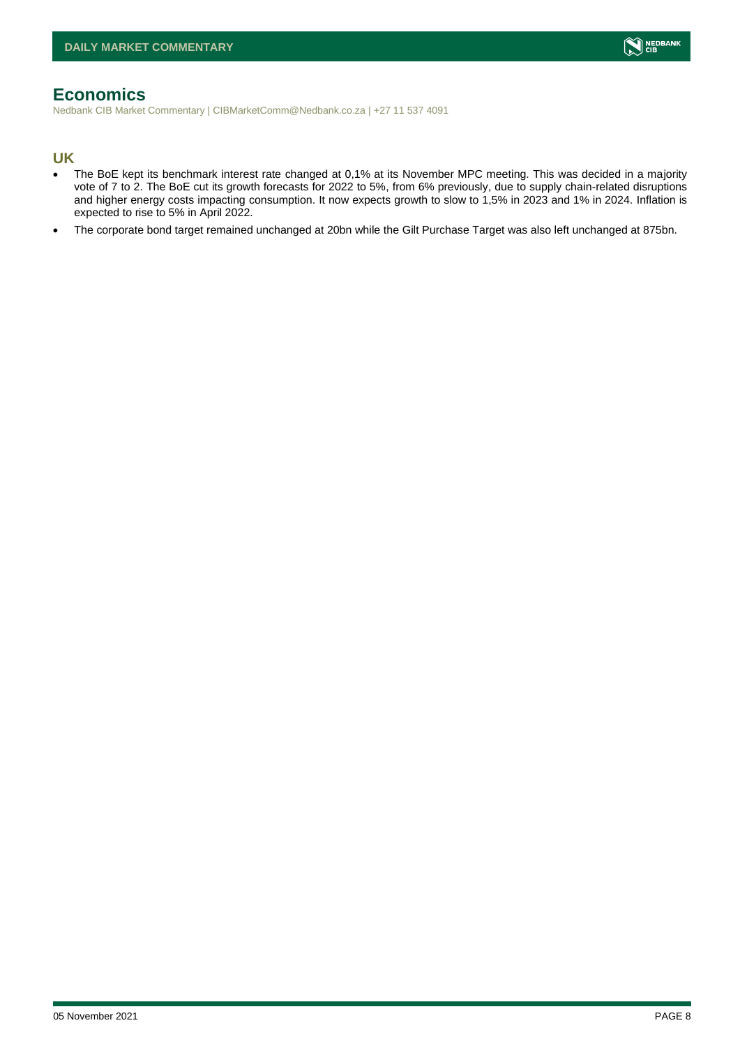# Economics

Nedbank CIB Market Commentary | CIBMarketComm@Nedbank.co.za | +27 11 537 4091

## UK

- The BoE kept its benchmark interest rate changed at 0,1% at its November MPC meeting. This was decided in a majority vote of 7 to 2. The BoE cut its growth forecasts for 2022 to 5%, from 6% previously, due to supply chain-related disruptions and higher energy costs impacting consumption. It now expects growth to slow to 1,5% in 2023 and 1% in 2024. Inflation is expected to rise to 5% in April 2022.
- The corporate bond target remained unchanged at 20bn while the Gilt Purchase Target was also left unchanged at 875bn.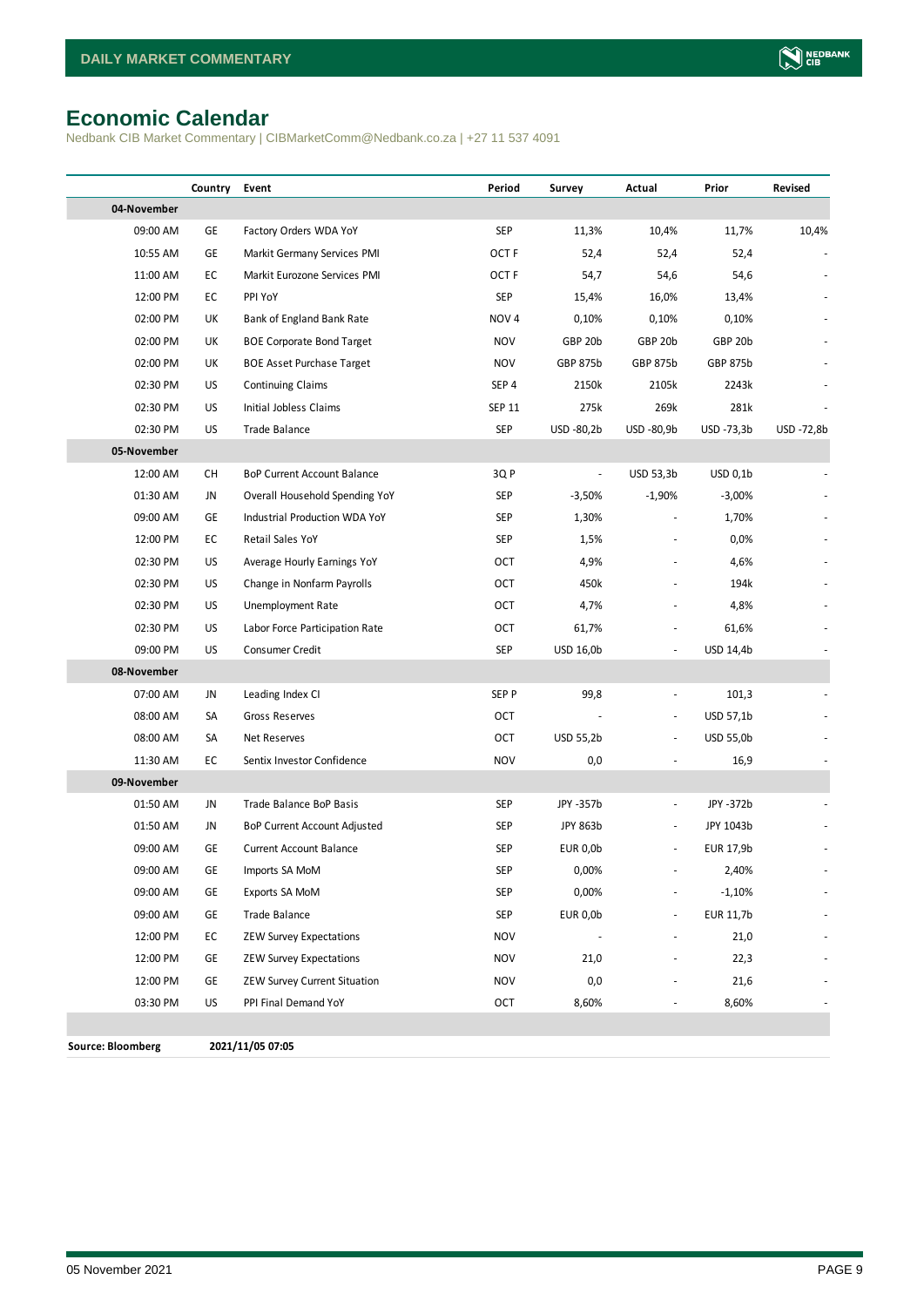# Economic Calendar

Nedbank CIB Market Commentary | CIBMarketComm@Nedbank.co.za | +27 11 537 4091

| | Country | Event | Period | Survey | Actual | Prior | Revised |
|---|---|---|---|---|---|---|---|
| **04-November** | | | | | | | |
| 09:00 AM | GE | Factory Orders WDA YoY | SEP | 11,3% | 10,4% | 11,7% | 10,4% |
| 10:55 AM | GE | Markit Germany Services PMI | OCT F | 52,4 | 52,4 | 52,4 | - |
| 11:00 AM | EC | Markit Eurozone Services PMI | OCT F | 54,7 | 54,6 | 54,6 | - |
| 12:00 PM | EC | PPI YoY | SEP | 15,4% | 16,0% | 13,4% | - |
| 02:00 PM | UK | Bank of England Bank Rate | NOV 4 | 0,10% | 0,10% | 0,10% | - |
| 02:00 PM | UK | BOE Corporate Bond Target | NOV | GBP 20b | GBP 20b | GBP 20b | - |
| 02:00 PM | UK | BOE Asset Purchase Target | NOV | GBP 875b | GBP 875b | GBP 875b | - |
| 02:30 PM | US | Continuing Claims | SEP 4 | 2150k | 2105k | 2243k | - |
| 02:30 PM | US | Initial Jobless Claims | SEP 11 | 275k | 269k | 281k | - |
| 02:30 PM | US | Trade Balance | SEP | USD -80,2b | USD -80,9b | USD -73,3b | USD -72,8b |
| **05-November** | | | | | | | |
| 12:00 AM | CH | BoP Current Account Balance | 3Q P | - | USD 53,3b | USD 0,1b | - |
| 01:30 AM | JN | Overall Household Spending YoY | SEP | -3,50% | -1,90% | -3,00% | - |
| 09:00 AM | GE | Industrial Production WDA YoY | SEP | 1,30% | - | 1,70% | - |
| 12:00 PM | EC | Retail Sales YoY | SEP | 1,5% | - | 0,0% | - |
| 02:30 PM | US | Average Hourly Earnings YoY | OCT | 4,9% | - | 4,6% | - |
| 02:30 PM | US | Change in Nonfarm Payrolls | OCT | 450k | - | 194k | - |
| 02:30 PM | US | Unemployment Rate | OCT | 4,7% | - | 4,8% | - |
| 02:30 PM | US | Labor Force Participation Rate | OCT | 61,7% | - | 61,6% | - |
| 09:00 PM | US | Consumer Credit | SEP | USD 16,0b | - | USD 14,4b | - |
| **08-November** | | | | | | | |
| 07:00 AM | JN | Leading Index CI | SEP P | 99,8 | - | 101,3 | - |
| 08:00 AM | SA | Gross Reserves | OCT | - | - | USD 57,1b | - |
| 08:00 AM | SA | Net Reserves | OCT | USD 55,2b | - | USD 55,0b | - |
| 11:30 AM | EC | Sentix Investor Confidence | NOV | 0,0 | - | 16,9 | - |
| **09-November** | | | | | | | |
| 01:50 AM | JN | Trade Balance BoP Basis | SEP | JPY -357b | - | JPY -372b | - |
| 01:50 AM | JN | BoP Current Account Adjusted | SEP | JPY 863b | - | JPY 1043b | - |
| 09:00 AM | GE | Current Account Balance | SEP | EUR 0,0b | - | EUR 17,9b | - |
| 09:00 AM | GE | Imports SA MoM | SEP | 0,00% | - | 2,40% | - |
| 09:00 AM | GE | Exports SA MoM | SEP | 0,00% | - | -1,10% | - |
| 09:00 AM | GE | Trade Balance | SEP | EUR 0,0b | - | EUR 11,7b | - |
| 12:00 PM | EC | ZEW Survey Expectations | NOV | - | - | 21,0 | - |
| 12:00 PM | GE | ZEW Survey Expectations | NOV | 21,0 | - | 22,3 | - |
| 12:00 PM | GE | ZEW Survey Current Situation | NOV | 0,0 | - | 21,6 | - |
| 03:30 PM | US | PPI Final Demand YoY | OCT | 8,60% | - | 8,60% | - |

**Source: Bloomberg** **2021/11/05 07:05**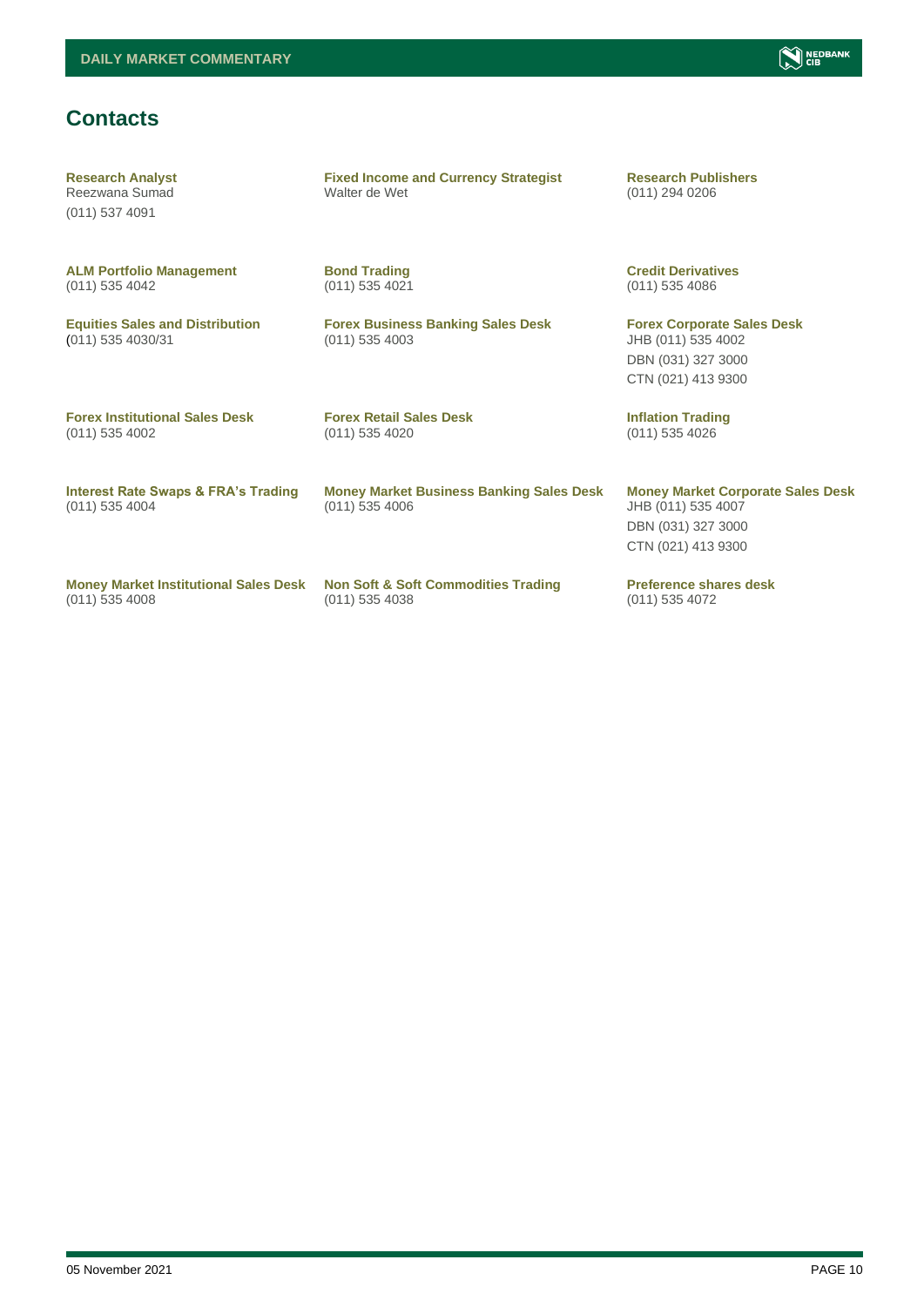## Contacts

**Research Analyst**
Reezwana Sumad
(011) 537 4091

**Fixed Income and Currency Strategist**
Walter de Wet

**Research Publishers**
(011) 294 0206

**ALM Portfolio Management**
(011) 535 4042

**Bond Trading**
(011) 535 4021

**Credit Derivatives**
(011) 535 4086

**Equities Sales and Distribution**
(011) 535 4030/31

**Forex Business Banking Sales Desk**
(011) 535 4003

**Forex Corporate Sales Desk**
JHB (011) 535 4002
DBN (031) 327 3000
CTN (021) 413 9300

**Forex Institutional Sales Desk**
(011) 535 4002

**Forex Retail Sales Desk**
(011) 535 4020

**Inflation Trading**
(011) 535 4026

**Interest Rate Swaps & FRA's Trading**
(011) 535 4004

**Money Market Business Banking Sales Desk**
(011) 535 4006

**Money Market Corporate Sales Desk**
JHB (011) 535 4007
DBN (031) 327 3000
CTN (021) 413 9300

**Money Market Institutional Sales Desk**
(011) 535 4008

**Non Soft & Soft Commodities Trading**
(011) 535 4038

**Preference shares desk**
(011) 535 4072